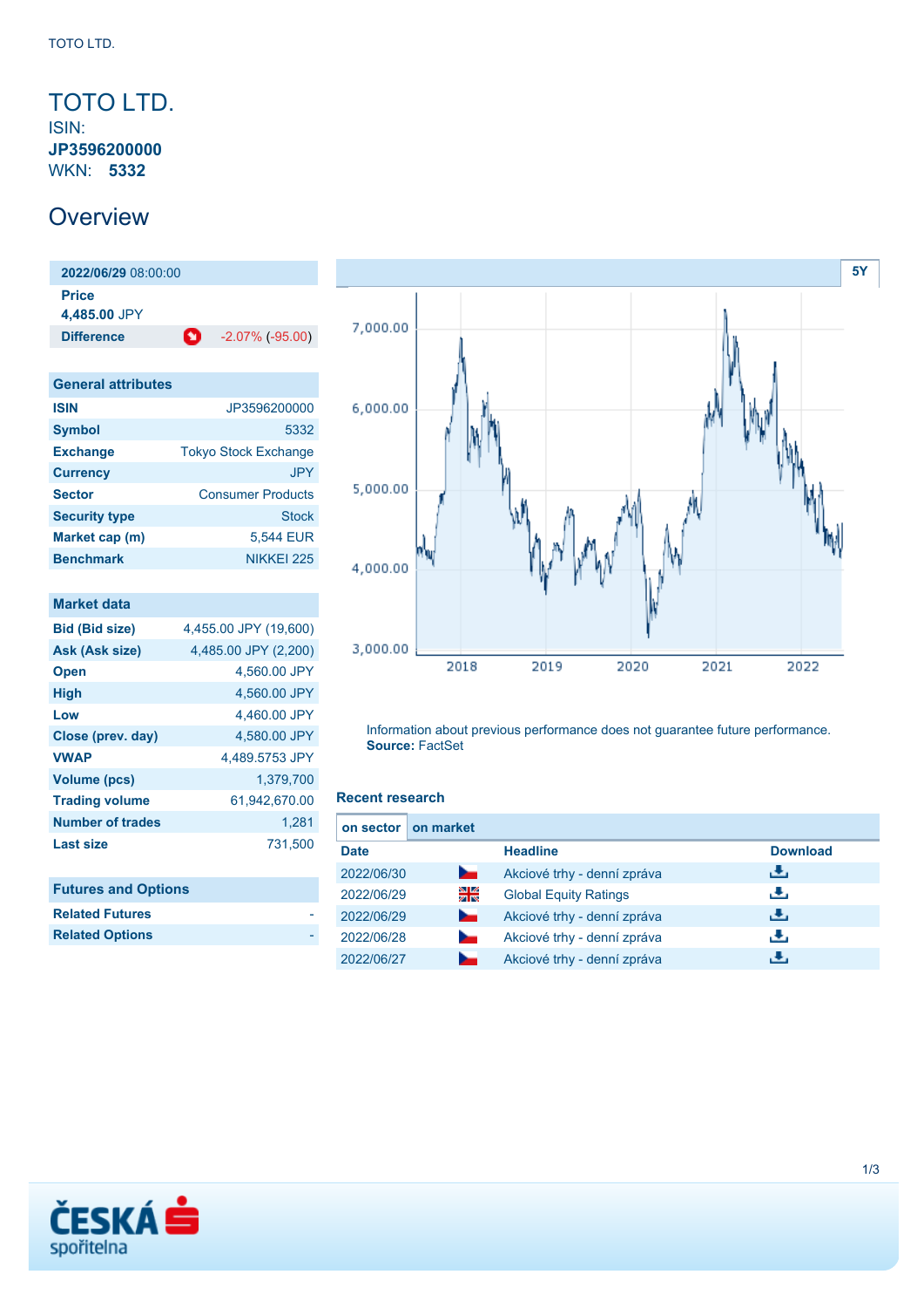# TOTO LTD.

ISIN:
**JP3596200000**
WKN: **5332**

## Overview

| 2022/06/29 08:00:00 | |
|---|---|
| **Price** | |
| **4,485.00** JPY | |
| **Difference** | -2.07% (-95.00) |

| General attributes | |
|---|---|
| **ISIN** | JP3596200000 |
| **Symbol** | 5332 |
| **Exchange** | Tokyo Stock Exchange |
| **Currency** | JPY |
| **Sector** | Consumer Products |
| **Security type** | Stock |
| **Market cap (m)** | 5,544 EUR |
| **Benchmark** | NIKKEI 225 |

| Market data | |
|---|---|
| **Bid (Bid size)** | 4,455.00 JPY (19,600) |
| **Ask (Ask size)** | 4,485.00 JPY (2,200) |
| **Open** | 4,560.00 JPY |
| **High** | 4,560.00 JPY |
| **Low** | 4,460.00 JPY |
| **Close (prev. day)** | 4,580.00 JPY |
| **VWAP** | 4,489.5753 JPY |
| **Volume (pcs)** | 1,379,700 |
| **Trading volume** | 61,942,670.00 |
| **Number of trades** | 1,281 |
| **Last size** | 731,500 |

| Futures and Options | |
|---|---|
| **Related Futures** | - |
| **Related Options** | - |

Information about previous performance does not guarantee future performance.
**Source:** FactSet

### Recent research

on sector | on market

| Date | | Headline | Download |
|---|---|---|---|
| 2022/06/30 | | Akciové trhy - denní zpráva | |
| 2022/06/29 | | Global Equity Ratings | |
| 2022/06/29 | | Akciové trhy - denní zpráva | |
| 2022/06/28 | | Akciové trhy - denní zpráva | |
| 2022/06/27 | | Akciové trhy - denní zpráva | |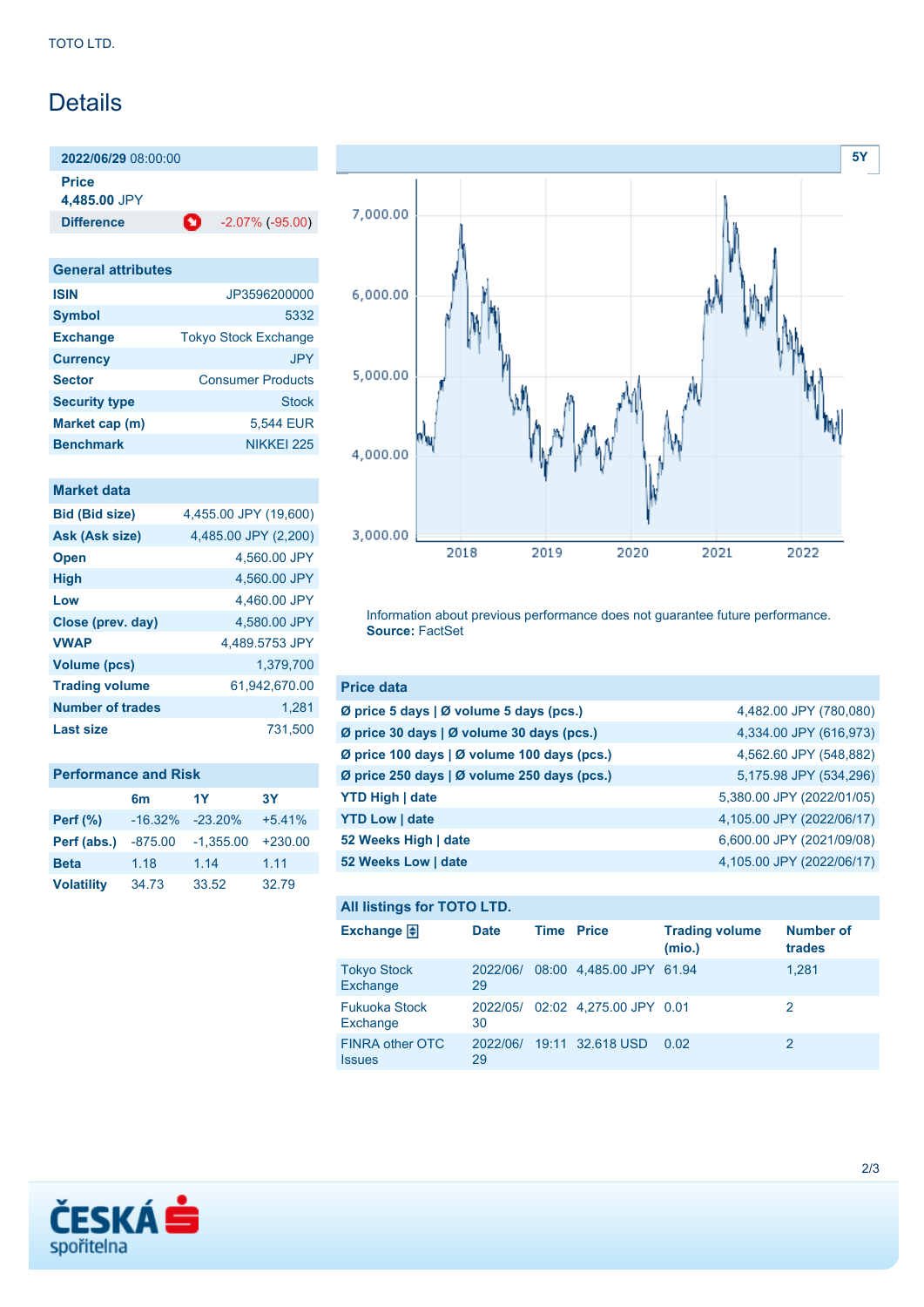# Details

| **2022/06/29** 08:00:00 | |
|---|---|
| **Price** 4,485.00 JPY | |
| **Difference** | -2.07% (-95.00) |

| General attributes | |
|---|---|
| **ISIN** | JP3596200000 |
| **Symbol** | 5332 |
| **Exchange** | Tokyo Stock Exchange |
| **Currency** | JPY |
| **Sector** | Consumer Products |
| **Security type** | Stock |
| **Market cap (m)** | 5,544 EUR |
| **Benchmark** | NIKKEI 225 |

| Market data | |
|---|---|
| **Bid (Bid size)** | 4,455.00 JPY (19,600) |
| **Ask (Ask size)** | 4,485.00 JPY (2,200) |
| **Open** | 4,560.00 JPY |
| **High** | 4,560.00 JPY |
| **Low** | 4,460.00 JPY |
| **Close (prev. day)** | 4,580.00 JPY |
| **VWAP** | 4,489.5753 JPY |
| **Volume (pcs)** | 1,379,700 |
| **Trading volume** | 61,942,670.00 |
| **Number of trades** | 1,281 |
| **Last size** | 731,500 |

| Performance and Risk | 6m | 1Y | 3Y |
|---|---|---|---|
| **Perf (%)** | -16.32% | -23.20% | +5.41% |
| **Perf (abs.)** | -875.00 | -1,355.00 | +230.00 |
| **Beta** | 1.18 | 1.14 | 1.11 |
| **Volatility** | 34.73 | 33.52 | 32.79 |

Information about previous performance does not guarantee future performance.
**Source:** FactSet

| Price data | |
|---|---|
| **Ø price 5 days \| Ø volume 5 days (pcs.)** | 4,482.00 JPY (780,080) |
| **Ø price 30 days \| Ø volume 30 days (pcs.)** | 4,334.00 JPY (616,973) |
| **Ø price 100 days \| Ø volume 100 days (pcs.)** | 4,562.60 JPY (548,882) |
| **Ø price 250 days \| Ø volume 250 days (pcs.)** | 5,175.98 JPY (534,296) |
| **YTD High \| date** | 5,380.00 JPY (2022/01/05) |
| **YTD Low \| date** | 4,105.00 JPY (2022/06/17) |
| **52 Weeks High \| date** | 6,600.00 JPY (2021/09/08) |
| **52 Weeks Low \| date** | 4,105.00 JPY (2022/06/17) |

**All listings for TOTO LTD.**

| Exchange | Date | Time | Price | Trading volume (mio.) | Number of trades |
|---|---|---|---|---|---|
| Tokyo Stock Exchange | 2022/06/29 | 08:00 | 4,485.00 JPY | 61.94 | 1,281 |
| Fukuoka Stock Exchange | 2022/05/30 | 02:02 | 4,275.00 JPY | 0.01 | 2 |
| FINRA other OTC Issues | 2022/06/29 | 19:11 | 32.618 USD | 0.02 | 2 |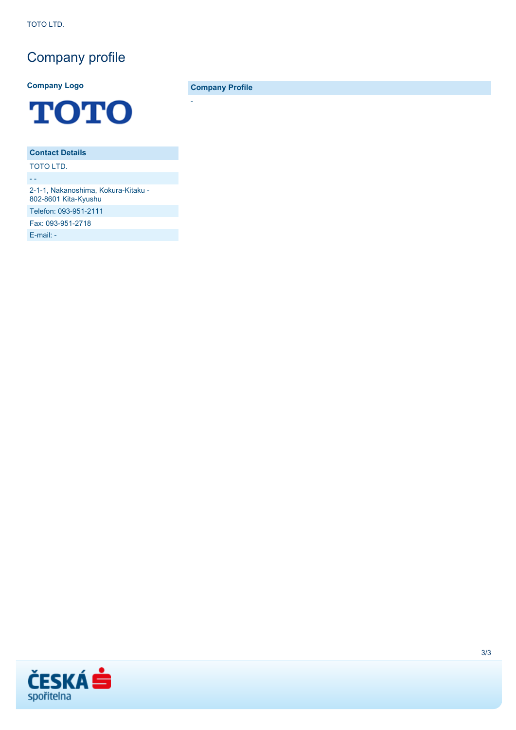# Company profile

**Company Logo**

TOTO

**Company Profile**

-

**Contact Details**

TOTO LTD.

- -

2-1-1, Nakanoshima, Kokura-Kitaku - 802-8601 Kita-Kyushu

Telefon: 093-951-2111

Fax: 093-951-2718

E-mail: -